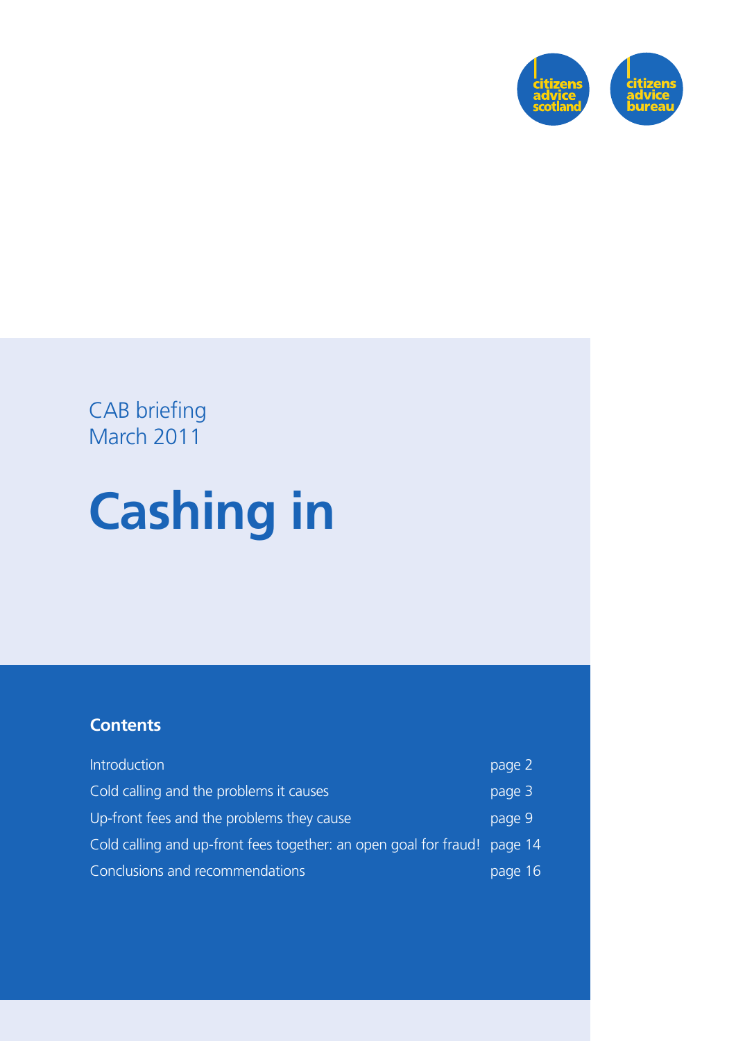citizens advice scotland

citizens advice bureau

CAB briefing
March 2011

# Cashing in

## Contents

| | |
|---|---|
| Introduction | page 2 |
| Cold calling and the problems it causes | page 3 |
| Up-front fees and the problems they cause | page 9 |
| Cold calling and up-front fees together: an open goal for fraud! | page 14 |
| Conclusions and recommendations | page 16 |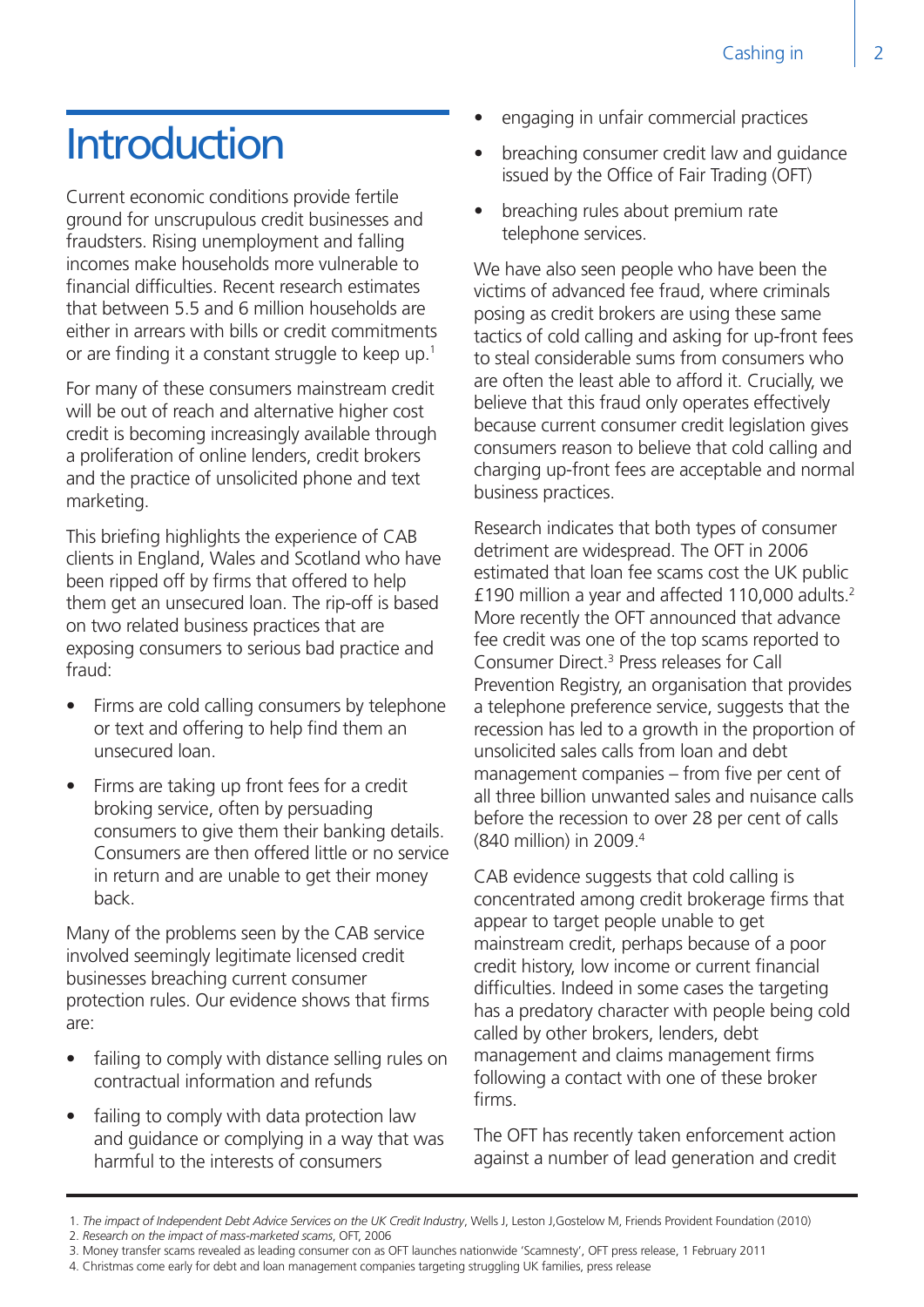# Introduction

Current economic conditions provide fertile ground for unscrupulous credit businesses and fraudsters. Rising unemployment and falling incomes make households more vulnerable to financial difficulties. Recent research estimates that between 5.5 and 6 million households are either in arrears with bills or credit commitments or are finding it a constant struggle to keep up.[1]

For many of these consumers mainstream credit will be out of reach and alternative higher cost credit is becoming increasingly available through a proliferation of online lenders, credit brokers and the practice of unsolicited phone and text marketing.

This briefing highlights the experience of CAB clients in England, Wales and Scotland who have been ripped off by firms that offered to help them get an unsecured loan. The rip-off is based on two related business practices that are exposing consumers to serious bad practice and fraud:

- Firms are cold calling consumers by telephone or text and offering to help find them an unsecured loan.
- Firms are taking up front fees for a credit broking service, often by persuading consumers to give them their banking details. Consumers are then offered little or no service in return and are unable to get their money back.

Many of the problems seen by the CAB service involved seemingly legitimate licensed credit businesses breaching current consumer protection rules. Our evidence shows that firms are:

- failing to comply with distance selling rules on contractual information and refunds
- failing to comply with data protection law and guidance or complying in a way that was harmful to the interests of consumers
- engaging in unfair commercial practices
- breaching consumer credit law and guidance issued by the Office of Fair Trading (OFT)
- breaching rules about premium rate telephone services.

We have also seen people who have been the victims of advanced fee fraud, where criminals posing as credit brokers are using these same tactics of cold calling and asking for up-front fees to steal considerable sums from consumers who are often the least able to afford it. Crucially, we believe that this fraud only operates effectively because current consumer credit legislation gives consumers reason to believe that cold calling and charging up-front fees are acceptable and normal business practices.

Research indicates that both types of consumer detriment are widespread. The OFT in 2006 estimated that loan fee scams cost the UK public £190 million a year and affected 110,000 adults.[2] More recently the OFT announced that advance fee credit was one of the top scams reported to Consumer Direct.[3] Press releases for Call Prevention Registry, an organisation that provides a telephone preference service, suggests that the recession has led to a growth in the proportion of unsolicited sales calls from loan and debt management companies – from five per cent of all three billion unwanted sales and nuisance calls before the recession to over 28 per cent of calls (840 million) in 2009.[4]

CAB evidence suggests that cold calling is concentrated among credit brokerage firms that appear to target people unable to get mainstream credit, perhaps because of a poor credit history, low income or current financial difficulties. Indeed in some cases the targeting has a predatory character with people being cold called by other brokers, lenders, debt management and claims management firms following a contact with one of these broker firms.

The OFT has recently taken enforcement action against a number of lead generation and credit

1. *The impact of Independent Debt Advice Services on the UK Credit Industry*, Wells J, Leston J,Gostelow M, Friends Provident Foundation (2010)
2. *Research on the impact of mass-marketed scams*, OFT, 2006
3. Money transfer scams revealed as leading consumer con as OFT launches nationwide 'Scamnesty', OFT press release, 1 February 2011
4. Christmas come early for debt and loan management companies targeting struggling UK families, press release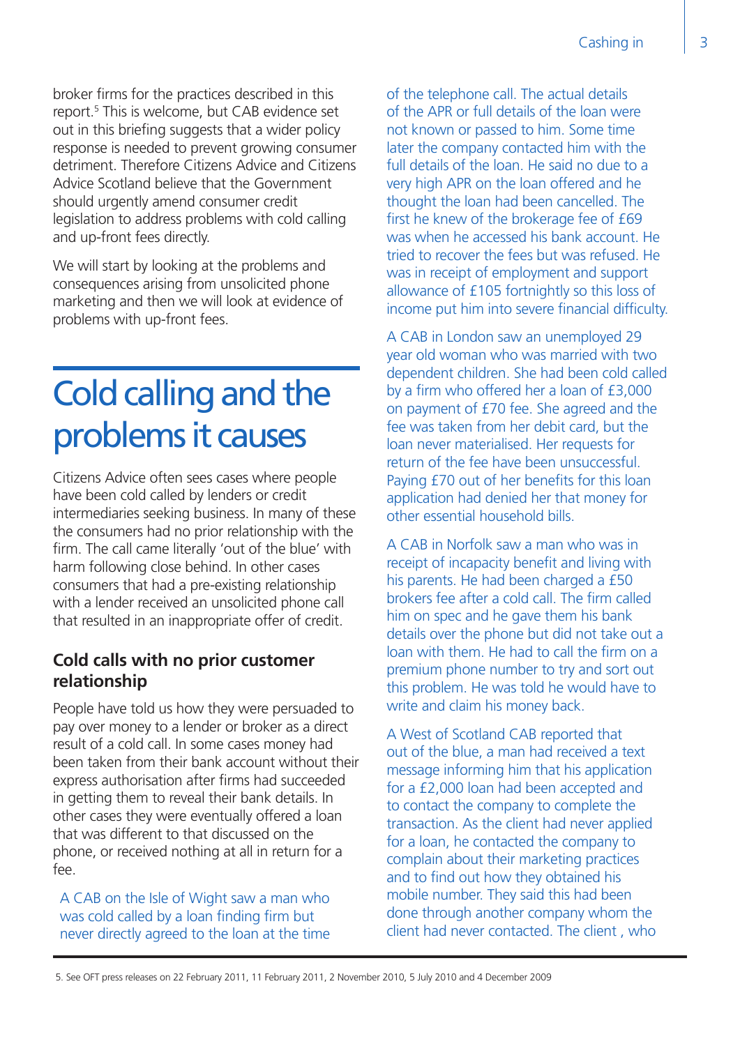broker firms for the practices described in this report.[5] This is welcome, but CAB evidence set out in this briefing suggests that a wider policy response is needed to prevent growing consumer detriment. Therefore Citizens Advice and Citizens Advice Scotland believe that the Government should urgently amend consumer credit legislation to address problems with cold calling and up-front fees directly.

We will start by looking at the problems and consequences arising from unsolicited phone marketing and then we will look at evidence of problems with up-front fees.

# Cold calling and the problems it causes

Citizens Advice often sees cases where people have been cold called by lenders or credit intermediaries seeking business. In many of these the consumers had no prior relationship with the firm. The call came literally 'out of the blue' with harm following close behind. In other cases consumers that had a pre-existing relationship with a lender received an unsolicited phone call that resulted in an inappropriate offer of credit.

### Cold calls with no prior customer relationship

People have told us how they were persuaded to pay over money to a lender or broker as a direct result of a cold call. In some cases money had been taken from their bank account without their express authorisation after firms had succeeded in getting them to reveal their bank details. In other cases they were eventually offered a loan that was different to that discussed on the phone, or received nothing at all in return for a fee.

> A CAB on the Isle of Wight saw a man who was cold called by a loan finding firm but never directly agreed to the loan at the time of the telephone call. The actual details of the APR or full details of the loan were not known or passed to him. Some time later the company contacted him with the full details of the loan. He said no due to a very high APR on the loan offered and he thought the loan had been cancelled. The first he knew of the brokerage fee of £69 was when he accessed his bank account. He tried to recover the fees but was refused. He was in receipt of employment and support allowance of £105 fortnightly so this loss of income put him into severe financial difficulty.

> A CAB in London saw an unemployed 29 year old woman who was married with two dependent children. She had been cold called by a firm who offered her a loan of £3,000 on payment of £70 fee. She agreed and the fee was taken from her debit card, but the loan never materialised. Her requests for return of the fee have been unsuccessful. Paying £70 out of her benefits for this loan application had denied her that money for other essential household bills.

> A CAB in Norfolk saw a man who was in receipt of incapacity benefit and living with his parents. He had been charged a £50 brokers fee after a cold call. The firm called him on spec and he gave them his bank details over the phone but did not take out a loan with them. He had to call the firm on a premium phone number to try and sort out this problem. He was told he would have to write and claim his money back.

> A West of Scotland CAB reported that out of the blue, a man had received a text message informing him that his application for a £2,000 loan had been accepted and to contact the company to complete the transaction. As the client had never applied for a loan, he contacted the company to complain about their marketing practices and to find out how they obtained his mobile number. They said this had been done through another company whom the client had never contacted. The client , who

---

5. See OFT press releases on 22 February 2011, 11 February 2011, 2 November 2010, 5 July 2010 and 4 December 2009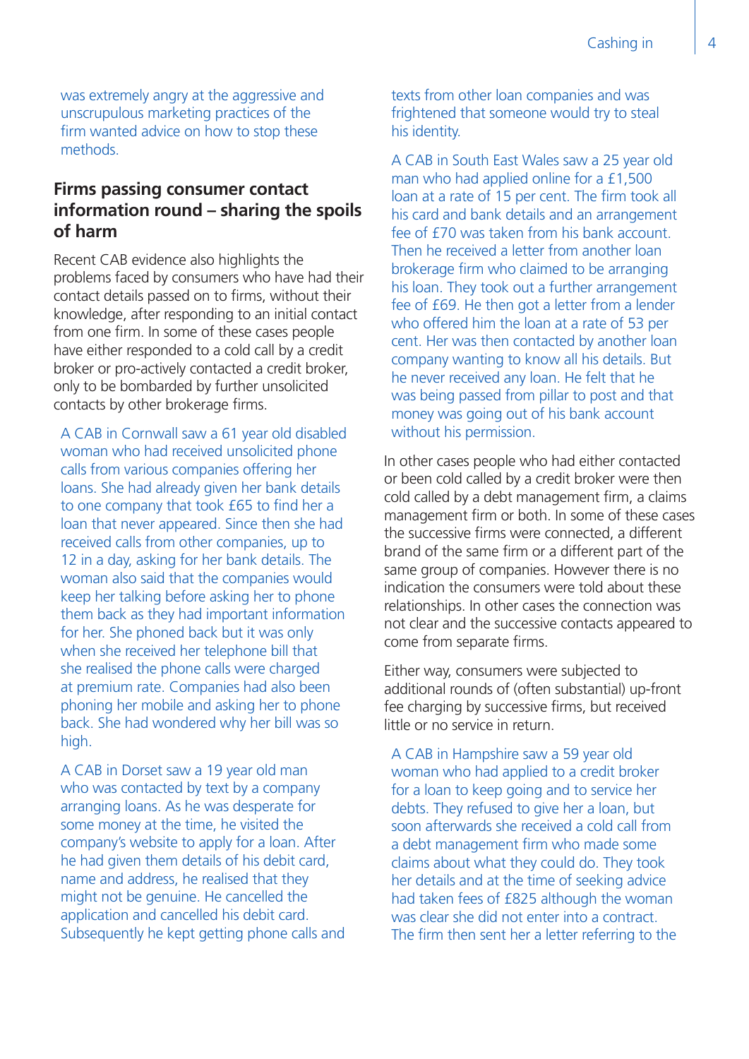was extremely angry at the aggressive and unscrupulous marketing practices of the firm wanted advice on how to stop these methods.

## Firms passing consumer contact information round – sharing the spoils of harm

Recent CAB evidence also highlights the problems faced by consumers who have had their contact details passed on to firms, without their knowledge, after responding to an initial contact from one firm. In some of these cases people have either responded to a cold call by a credit broker or pro-actively contacted a credit broker, only to be bombarded by further unsolicited contacts by other brokerage firms.

A CAB in Cornwall saw a 61 year old disabled woman who had received unsolicited phone calls from various companies offering her loans. She had already given her bank details to one company that took £65 to find her a loan that never appeared. Since then she had received calls from other companies, up to 12 in a day, asking for her bank details. The woman also said that the companies would keep her talking before asking her to phone them back as they had important information for her. She phoned back but it was only when she received her telephone bill that she realised the phone calls were charged at premium rate. Companies had also been phoning her mobile and asking her to phone back. She had wondered why her bill was so high.

A CAB in Dorset saw a 19 year old man who was contacted by text by a company arranging loans. As he was desperate for some money at the time, he visited the company's website to apply for a loan. After he had given them details of his debit card, name and address, he realised that they might not be genuine. He cancelled the application and cancelled his debit card. Subsequently he kept getting phone calls and texts from other loan companies and was frightened that someone would try to steal his identity.

A CAB in South East Wales saw a 25 year old man who had applied online for a £1,500 loan at a rate of 15 per cent. The firm took all his card and bank details and an arrangement fee of £70 was taken from his bank account. Then he received a letter from another loan brokerage firm who claimed to be arranging his loan. They took out a further arrangement fee of £69. He then got a letter from a lender who offered him the loan at a rate of 53 per cent. Her was then contacted by another loan company wanting to know all his details. But he never received any loan. He felt that he was being passed from pillar to post and that money was going out of his bank account without his permission.

In other cases people who had either contacted or been cold called by a credit broker were then cold called by a debt management firm, a claims management firm or both. In some of these cases the successive firms were connected, a different brand of the same firm or a different part of the same group of companies. However there is no indication the consumers were told about these relationships. In other cases the connection was not clear and the successive contacts appeared to come from separate firms.

Either way, consumers were subjected to additional rounds of (often substantial) up-front fee charging by successive firms, but received little or no service in return.

A CAB in Hampshire saw a 59 year old woman who had applied to a credit broker for a loan to keep going and to service her debts. They refused to give her a loan, but soon afterwards she received a cold call from a debt management firm who made some claims about what they could do. They took her details and at the time of seeking advice had taken fees of £825 although the woman was clear she did not enter into a contract. The firm then sent her a letter referring to the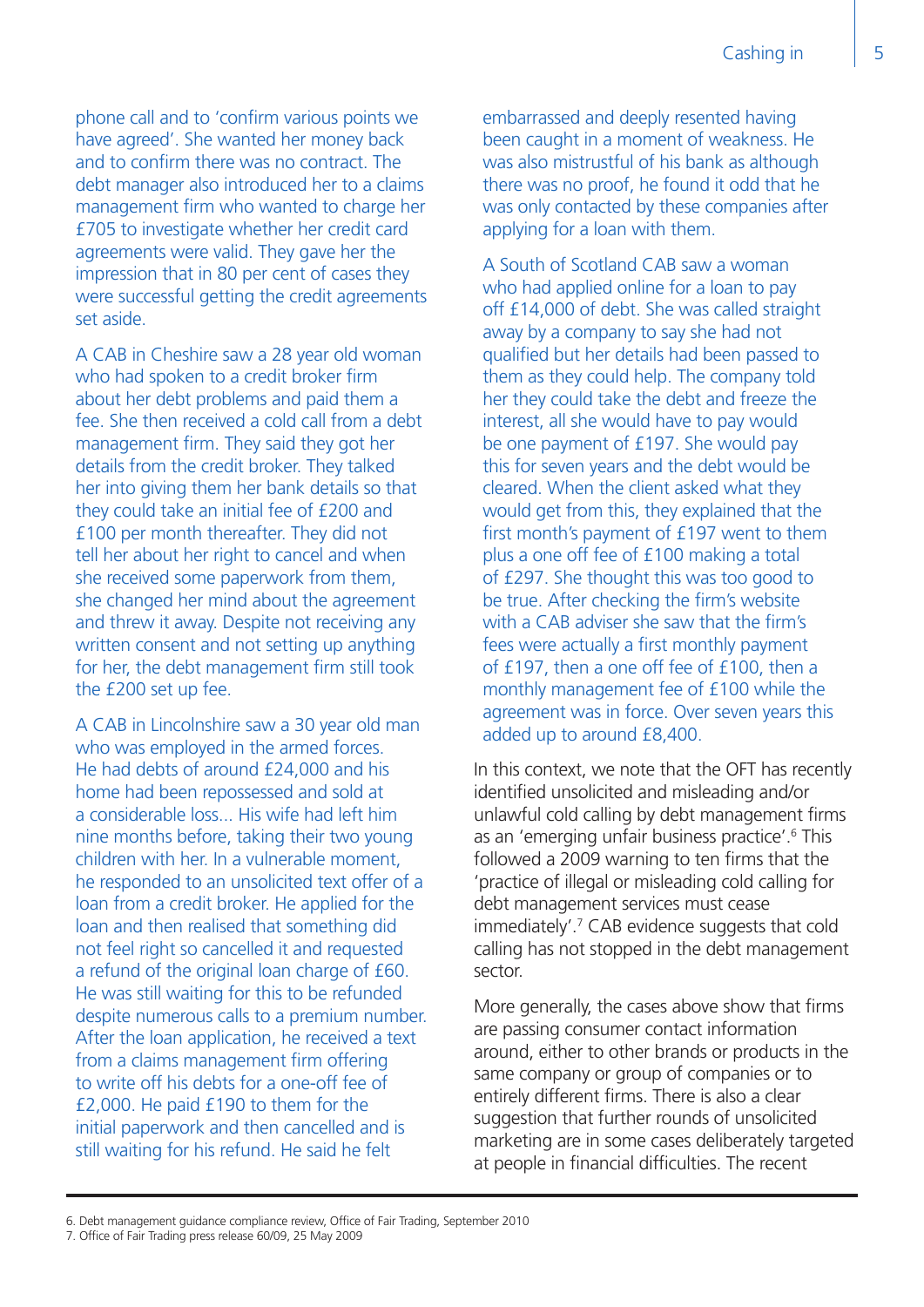phone call and to 'confirm various points we have agreed'. She wanted her money back and to confirm there was no contract. The debt manager also introduced her to a claims management firm who wanted to charge her £705 to investigate whether her credit card agreements were valid. They gave her the impression that in 80 per cent of cases they were successful getting the credit agreements set aside.

A CAB in Cheshire saw a 28 year old woman who had spoken to a credit broker firm about her debt problems and paid them a fee. She then received a cold call from a debt management firm. They said they got her details from the credit broker. They talked her into giving them her bank details so that they could take an initial fee of £200 and £100 per month thereafter. They did not tell her about her right to cancel and when she received some paperwork from them, she changed her mind about the agreement and threw it away. Despite not receiving any written consent and not setting up anything for her, the debt management firm still took the £200 set up fee.

A CAB in Lincolnshire saw a 30 year old man who was employed in the armed forces. He had debts of around £24,000 and his home had been repossessed and sold at a considerable loss... His wife had left him nine months before, taking their two young children with her. In a vulnerable moment, he responded to an unsolicited text offer of a loan from a credit broker. He applied for the loan and then realised that something did not feel right so cancelled it and requested a refund of the original loan charge of £60. He was still waiting for this to be refunded despite numerous calls to a premium number. After the loan application, he received a text from a claims management firm offering to write off his debts for a one-off fee of £2,000. He paid £190 to them for the initial paperwork and then cancelled and is still waiting for his refund. He said he felt embarrassed and deeply resented having been caught in a moment of weakness. He was also mistrustful of his bank as although there was no proof, he found it odd that he was only contacted by these companies after applying for a loan with them.

A South of Scotland CAB saw a woman who had applied online for a loan to pay off £14,000 of debt. She was called straight away by a company to say she had not qualified but her details had been passed to them as they could help. The company told her they could take the debt and freeze the interest, all she would have to pay would be one payment of £197. She would pay this for seven years and the debt would be cleared. When the client asked what they would get from this, they explained that the first month's payment of £197 went to them plus a one off fee of £100 making a total of £297. She thought this was too good to be true. After checking the firm's website with a CAB adviser she saw that the firm's fees were actually a first monthly payment of £197, then a one off fee of £100, then a monthly management fee of £100 while the agreement was in force. Over seven years this added up to around £8,400.

In this context, we note that the OFT has recently identified unsolicited and misleading and/or unlawful cold calling by debt management firms as an 'emerging unfair business practice'.[6] This followed a 2009 warning to ten firms that the 'practice of illegal or misleading cold calling for debt management services must cease immediately'.[7] CAB evidence suggests that cold calling has not stopped in the debt management sector.

More generally, the cases above show that firms are passing consumer contact information around, either to other brands or products in the same company or group of companies or to entirely different firms. There is also a clear suggestion that further rounds of unsolicited marketing are in some cases deliberately targeted at people in financial difficulties. The recent

6. Debt management guidance compliance review, Office of Fair Trading, September 2010

7. Office of Fair Trading press release 60/09, 25 May 2009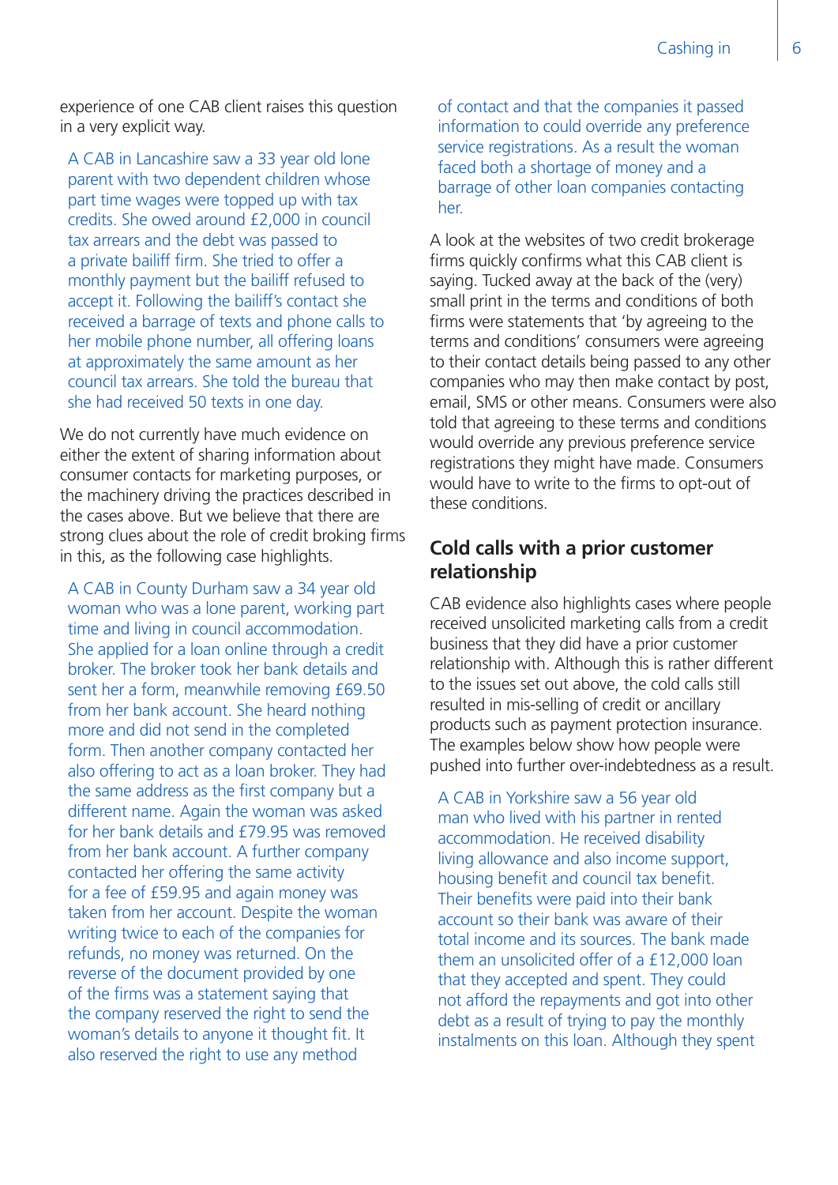experience of one CAB client raises this question in a very explicit way.

> A CAB in Lancashire saw a 33 year old lone parent with two dependent children whose part time wages were topped up with tax credits. She owed around £2,000 in council tax arrears and the debt was passed to a private bailiff firm. She tried to offer a monthly payment but the bailiff refused to accept it. Following the bailiff's contact she received a barrage of texts and phone calls to her mobile phone number, all offering loans at approximately the same amount as her council tax arrears. She told the bureau that she had received 50 texts in one day.

We do not currently have much evidence on either the extent of sharing information about consumer contacts for marketing purposes, or the machinery driving the practices described in the cases above. But we believe that there are strong clues about the role of credit broking firms in this, as the following case highlights.

> A CAB in County Durham saw a 34 year old woman who was a lone parent, working part time and living in council accommodation. She applied for a loan online through a credit broker. The broker took her bank details and sent her a form, meanwhile removing £69.50 from her bank account. She heard nothing more and did not send in the completed form. Then another company contacted her also offering to act as a loan broker. They had the same address as the first company but a different name. Again the woman was asked for her bank details and £79.95 was removed from her bank account. A further company contacted her offering the same activity for a fee of £59.95 and again money was taken from her account. Despite the woman writing twice to each of the companies for refunds, no money was returned. On the reverse of the document provided by one of the firms was a statement saying that the company reserved the right to send the woman's details to anyone it thought fit. It also reserved the right to use any method of contact and that the companies it passed information to could override any preference service registrations. As a result the woman faced both a shortage of money and a barrage of other loan companies contacting her.

A look at the websites of two credit brokerage firms quickly confirms what this CAB client is saying. Tucked away at the back of the (very) small print in the terms and conditions of both firms were statements that 'by agreeing to the terms and conditions' consumers were agreeing to their contact details being passed to any other companies who may then make contact by post, email, SMS or other means. Consumers were also told that agreeing to these terms and conditions would override any previous preference service registrations they might have made. Consumers would have to write to the firms to opt-out of these conditions.

## Cold calls with a prior customer relationship

CAB evidence also highlights cases where people received unsolicited marketing calls from a credit business that they did have a prior customer relationship with. Although this is rather different to the issues set out above, the cold calls still resulted in mis-selling of credit or ancillary products such as payment protection insurance. The examples below show how people were pushed into further over-indebtedness as a result.

> A CAB in Yorkshire saw a 56 year old man who lived with his partner in rented accommodation. He received disability living allowance and also income support, housing benefit and council tax benefit. Their benefits were paid into their bank account so their bank was aware of their total income and its sources. The bank made them an unsolicited offer of a £12,000 loan that they accepted and spent. They could not afford the repayments and got into other debt as a result of trying to pay the monthly instalments on this loan. Although they spent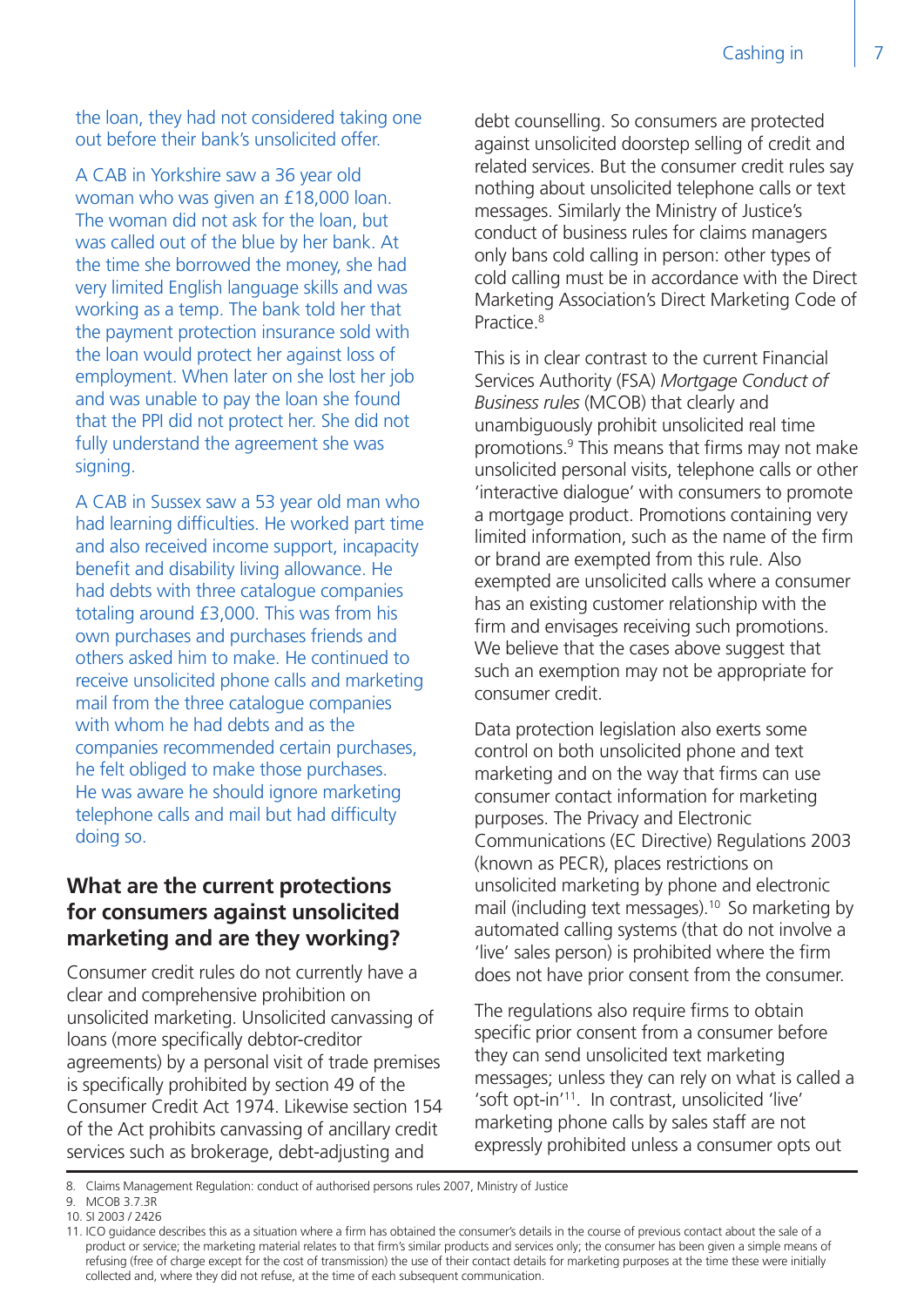the loan, they had not considered taking one out before their bank's unsolicited offer.

A CAB in Yorkshire saw a 36 year old woman who was given an £18,000 loan. The woman did not ask for the loan, but was called out of the blue by her bank. At the time she borrowed the money, she had very limited English language skills and was working as a temp. The bank told her that the payment protection insurance sold with the loan would protect her against loss of employment. When later on she lost her job and was unable to pay the loan she found that the PPI did not protect her. She did not fully understand the agreement she was signing.

A CAB in Sussex saw a 53 year old man who had learning difficulties. He worked part time and also received income support, incapacity benefit and disability living allowance. He had debts with three catalogue companies totaling around £3,000. This was from his own purchases and purchases friends and others asked him to make. He continued to receive unsolicited phone calls and marketing mail from the three catalogue companies with whom he had debts and as the companies recommended certain purchases, he felt obliged to make those purchases. He was aware he should ignore marketing telephone calls and mail but had difficulty doing so.

## What are the current protections for consumers against unsolicited marketing and are they working?

Consumer credit rules do not currently have a clear and comprehensive prohibition on unsolicited marketing. Unsolicited canvassing of loans (more specifically debtor-creditor agreements) by a personal visit of trade premises is specifically prohibited by section 49 of the Consumer Credit Act 1974. Likewise section 154 of the Act prohibits canvassing of ancillary credit services such as brokerage, debt-adjusting and debt counselling. So consumers are protected against unsolicited doorstep selling of credit and related services. But the consumer credit rules say nothing about unsolicited telephone calls or text messages. Similarly the Ministry of Justice's conduct of business rules for claims managers only bans cold calling in person: other types of cold calling must be in accordance with the Direct Marketing Association's Direct Marketing Code of Practice.[8]

This is in clear contrast to the current Financial Services Authority (FSA) *Mortgage Conduct of Business rules* (MCOB) that clearly and unambiguously prohibit unsolicited real time promotions.[9] This means that firms may not make unsolicited personal visits, telephone calls or other 'interactive dialogue' with consumers to promote a mortgage product. Promotions containing very limited information, such as the name of the firm or brand are exempted from this rule. Also exempted are unsolicited calls where a consumer has an existing customer relationship with the firm and envisages receiving such promotions. We believe that the cases above suggest that such an exemption may not be appropriate for consumer credit.

Data protection legislation also exerts some control on both unsolicited phone and text marketing and on the way that firms can use consumer contact information for marketing purposes. The Privacy and Electronic Communications (EC Directive) Regulations 2003 (known as PECR), places restrictions on unsolicited marketing by phone and electronic mail (including text messages).[10] So marketing by automated calling systems (that do not involve a 'live' sales person) is prohibited where the firm does not have prior consent from the consumer.

The regulations also require firms to obtain specific prior consent from a consumer before they can send unsolicited text marketing messages; unless they can rely on what is called a 'soft opt-in'[11]. In contrast, unsolicited 'live' marketing phone calls by sales staff are not expressly prohibited unless a consumer opts out

---

8. Claims Management Regulation: conduct of authorised persons rules 2007, Ministry of Justice
9. MCOB 3.7.3R
10. SI 2003 / 2426
11. ICO guidance describes this as a situation where a firm has obtained the consumer's details in the course of previous contact about the sale of a product or service; the marketing material relates to that firm's similar products and services only; the consumer has been given a simple means of refusing (free of charge except for the cost of transmission) the use of their contact details for marketing purposes at the time these were initially collected and, where they did not refuse, at the time of each subsequent communication.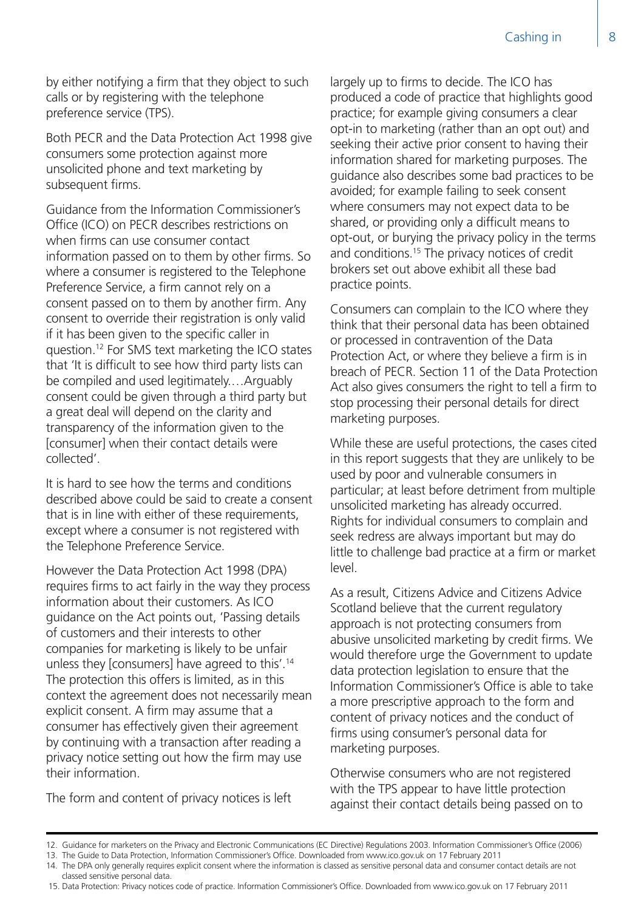by either notifying a firm that they object to such calls or by registering with the telephone preference service (TPS).

Both PECR and the Data Protection Act 1998 give consumers some protection against more unsolicited phone and text marketing by subsequent firms.

Guidance from the Information Commissioner's Office (ICO) on PECR describes restrictions on when firms can use consumer contact information passed on to them by other firms. So where a consumer is registered to the Telephone Preference Service, a firm cannot rely on a consent passed on to them by another firm. Any consent to override their registration is only valid if it has been given to the specific caller in question.[12] For SMS text marketing the ICO states that 'It is difficult to see how third party lists can be compiled and used legitimately.…Arguably consent could be given through a third party but a great deal will depend on the clarity and transparency of the information given to the [consumer] when their contact details were collected'.

It is hard to see how the terms and conditions described above could be said to create a consent that is in line with either of these requirements, except where a consumer is not registered with the Telephone Preference Service.

However the Data Protection Act 1998 (DPA) requires firms to act fairly in the way they process information about their customers. As ICO guidance on the Act points out, 'Passing details of customers and their interests to other companies for marketing is likely to be unfair unless they [consumers] have agreed to this'.[14] The protection this offers is limited, as in this context the agreement does not necessarily mean explicit consent. A firm may assume that a consumer has effectively given their agreement by continuing with a transaction after reading a privacy notice setting out how the firm may use their information.

The form and content of privacy notices is left largely up to firms to decide. The ICO has produced a code of practice that highlights good practice; for example giving consumers a clear opt-in to marketing (rather than an opt out) and seeking their active prior consent to having their information shared for marketing purposes. The guidance also describes some bad practices to be avoided; for example failing to seek consent where consumers may not expect data to be shared, or providing only a difficult means to opt-out, or burying the privacy policy in the terms and conditions.[15] The privacy notices of credit brokers set out above exhibit all these bad practice points.

Consumers can complain to the ICO where they think that their personal data has been obtained or processed in contravention of the Data Protection Act, or where they believe a firm is in breach of PECR. Section 11 of the Data Protection Act also gives consumers the right to tell a firm to stop processing their personal details for direct marketing purposes.

While these are useful protections, the cases cited in this report suggests that they are unlikely to be used by poor and vulnerable consumers in particular; at least before detriment from multiple unsolicited marketing has already occurred. Rights for individual consumers to complain and seek redress are always important but may do little to challenge bad practice at a firm or market level.

As a result, Citizens Advice and Citizens Advice Scotland believe that the current regulatory approach is not protecting consumers from abusive unsolicited marketing by credit firms. We would therefore urge the Government to update data protection legislation to ensure that the Information Commissioner's Office is able to take a more prescriptive approach to the form and content of privacy notices and the conduct of firms using consumer's personal data for marketing purposes.

Otherwise consumers who are not registered with the TPS appear to have little protection against their contact details being passed on to

---

12. Guidance for marketers on the Privacy and Electronic Communications (EC Directive) Regulations 2003. Information Commissioner's Office (2006)
13. The Guide to Data Protection, Information Commissioner's Office. Downloaded from www.ico.gov.uk on 17 February 2011
14. The DPA only generally requires explicit consent where the information is classed as sensitive personal data and consumer contact details are not classed sensitive personal data.
15. Data Protection: Privacy notices code of practice. Information Commissioner's Office. Downloaded from www.ico.gov.uk on 17 February 2011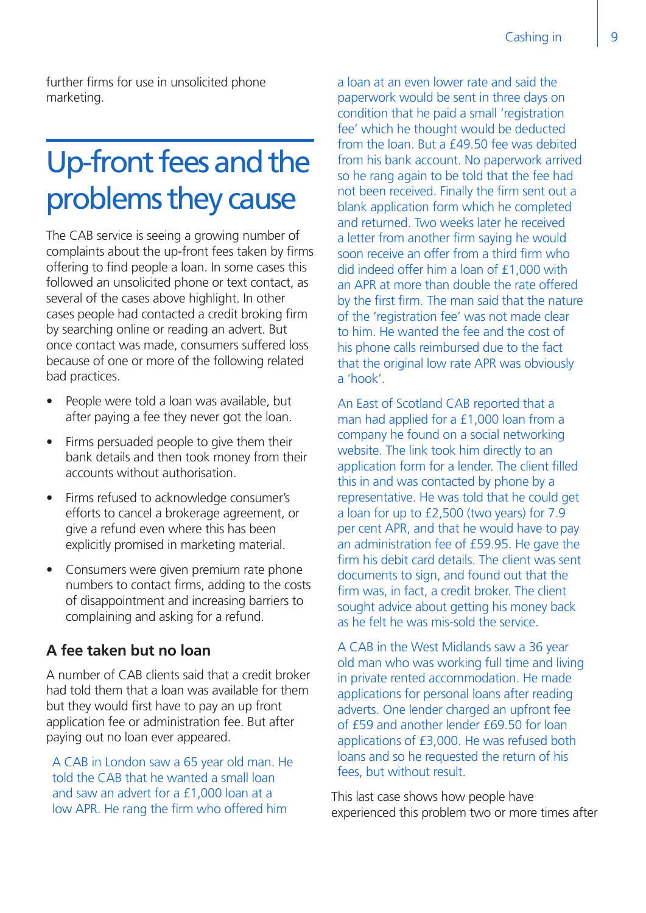further firms for use in unsolicited phone marketing.

# Up-front fees and the problems they cause

The CAB service is seeing a growing number of complaints about the up-front fees taken by firms offering to find people a loan. In some cases this followed an unsolicited phone or text contact, as several of the cases above highlight. In other cases people had contacted a credit broking firm by searching online or reading an advert. But once contact was made, consumers suffered loss because of one or more of the following related bad practices.

- People were told a loan was available, but after paying a fee they never got the loan.
- Firms persuaded people to give them their bank details and then took money from their accounts without authorisation.
- Firms refused to acknowledge consumer's efforts to cancel a brokerage agreement, or give a refund even where this has been explicitly promised in marketing material.
- Consumers were given premium rate phone numbers to contact firms, adding to the costs of disappointment and increasing barriers to complaining and asking for a refund.

## A fee taken but no loan

A number of CAB clients said that a credit broker had told them that a loan was available for them but they would first have to pay an up front application fee or administration fee. But after paying out no loan ever appeared.

A CAB in London saw a 65 year old man. He told the CAB that he wanted a small loan and saw an advert for a £1,000 loan at a low APR. He rang the firm who offered him a loan at an even lower rate and said the paperwork would be sent in three days on condition that he paid a small 'registration fee' which he thought would be deducted from the loan. But a £49.50 fee was debited from his bank account. No paperwork arrived so he rang again to be told that the fee had not been received. Finally the firm sent out a blank application form which he completed and returned. Two weeks later he received a letter from another firm saying he would soon receive an offer from a third firm who did indeed offer him a loan of £1,000 with an APR at more than double the rate offered by the first firm. The man said that the nature of the 'registration fee' was not made clear to him. He wanted the fee and the cost of his phone calls reimbursed due to the fact that the original low rate APR was obviously a 'hook'.

An East of Scotland CAB reported that a man had applied for a £1,000 loan from a company he found on a social networking website. The link took him directly to an application form for a lender. The client filled this in and was contacted by phone by a representative. He was told that he could get a loan for up to £2,500 (two years) for 7.9 per cent APR, and that he would have to pay an administration fee of £59.95. He gave the firm his debit card details. The client was sent documents to sign, and found out that the firm was, in fact, a credit broker. The client sought advice about getting his money back as he felt he was mis-sold the service.

A CAB in the West Midlands saw a 36 year old man who was working full time and living in private rented accommodation. He made applications for personal loans after reading adverts. One lender charged an upfront fee of £59 and another lender £69.50 for loan applications of £3,000. He was refused both loans and so he requested the return of his fees, but without result.

This last case shows how people have experienced this problem two or more times after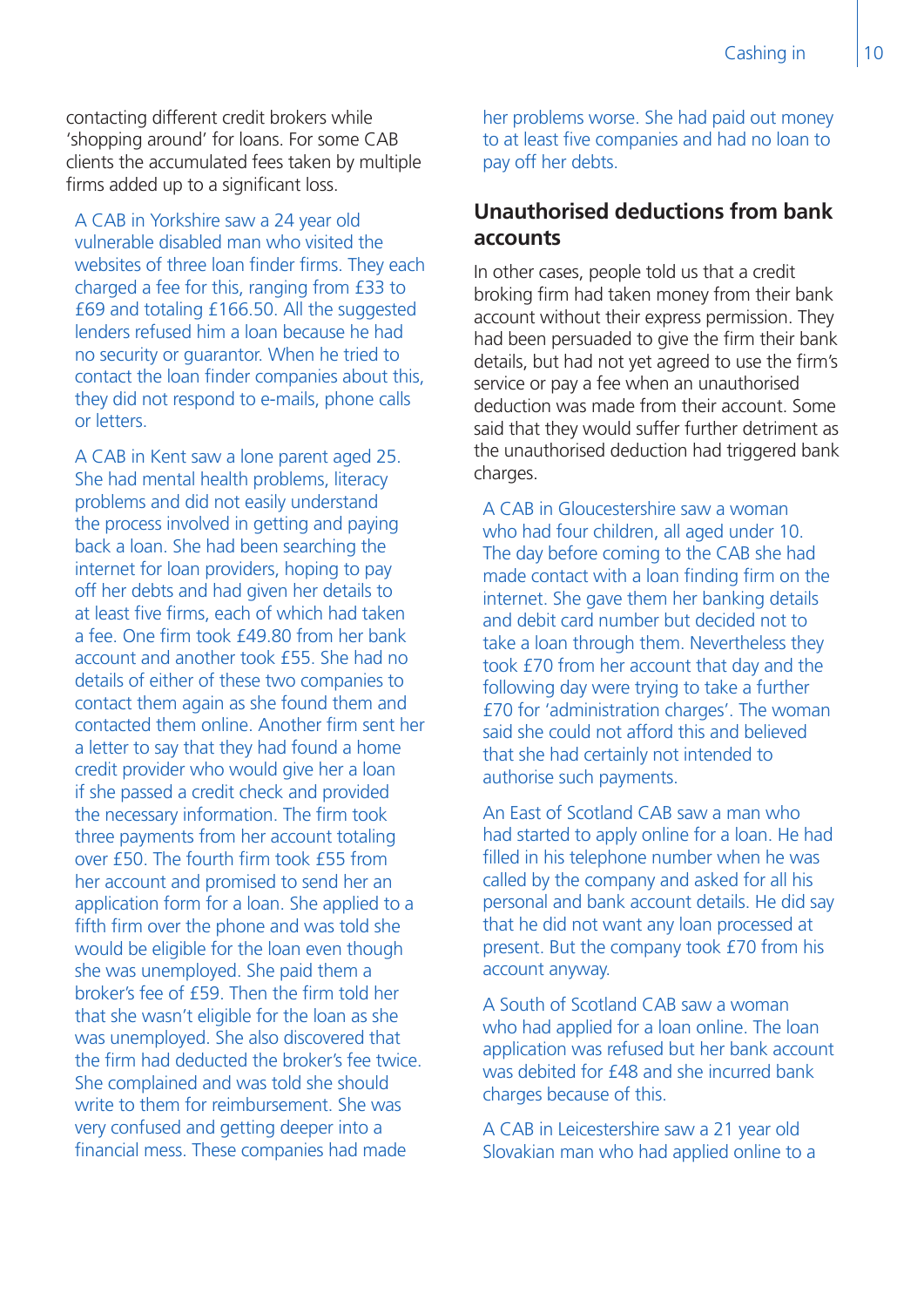contacting different credit brokers while 'shopping around' for loans. For some CAB clients the accumulated fees taken by multiple firms added up to a significant loss.

A CAB in Yorkshire saw a 24 year old vulnerable disabled man who visited the websites of three loan finder firms. They each charged a fee for this, ranging from £33 to £69 and totaling £166.50. All the suggested lenders refused him a loan because he had no security or guarantor. When he tried to contact the loan finder companies about this, they did not respond to e-mails, phone calls or letters.

A CAB in Kent saw a lone parent aged 25. She had mental health problems, literacy problems and did not easily understand the process involved in getting and paying back a loan. She had been searching the internet for loan providers, hoping to pay off her debts and had given her details to at least five firms, each of which had taken a fee. One firm took £49.80 from her bank account and another took £55. She had no details of either of these two companies to contact them again as she found them and contacted them online. Another firm sent her a letter to say that they had found a home credit provider who would give her a loan if she passed a credit check and provided the necessary information. The firm took three payments from her account totaling over £50. The fourth firm took £55 from her account and promised to send her an application form for a loan. She applied to a fifth firm over the phone and was told she would be eligible for the loan even though she was unemployed. She paid them a broker's fee of £59. Then the firm told her that she wasn't eligible for the loan as she was unemployed. She also discovered that the firm had deducted the broker's fee twice. She complained and was told she should write to them for reimbursement. She was very confused and getting deeper into a financial mess. These companies had made her problems worse. She had paid out money to at least five companies and had no loan to pay off her debts.

## Unauthorised deductions from bank accounts

In other cases, people told us that a credit broking firm had taken money from their bank account without their express permission. They had been persuaded to give the firm their bank details, but had not yet agreed to use the firm's service or pay a fee when an unauthorised deduction was made from their account. Some said that they would suffer further detriment as the unauthorised deduction had triggered bank charges.

A CAB in Gloucestershire saw a woman who had four children, all aged under 10. The day before coming to the CAB she had made contact with a loan finding firm on the internet. She gave them her banking details and debit card number but decided not to take a loan through them. Nevertheless they took £70 from her account that day and the following day were trying to take a further £70 for 'administration charges'. The woman said she could not afford this and believed that she had certainly not intended to authorise such payments.

An East of Scotland CAB saw a man who had started to apply online for a loan. He had filled in his telephone number when he was called by the company and asked for all his personal and bank account details. He did say that he did not want any loan processed at present. But the company took £70 from his account anyway.

A South of Scotland CAB saw a woman who had applied for a loan online. The loan application was refused but her bank account was debited for £48 and she incurred bank charges because of this.

A CAB in Leicestershire saw a 21 year old Slovakian man who had applied online to a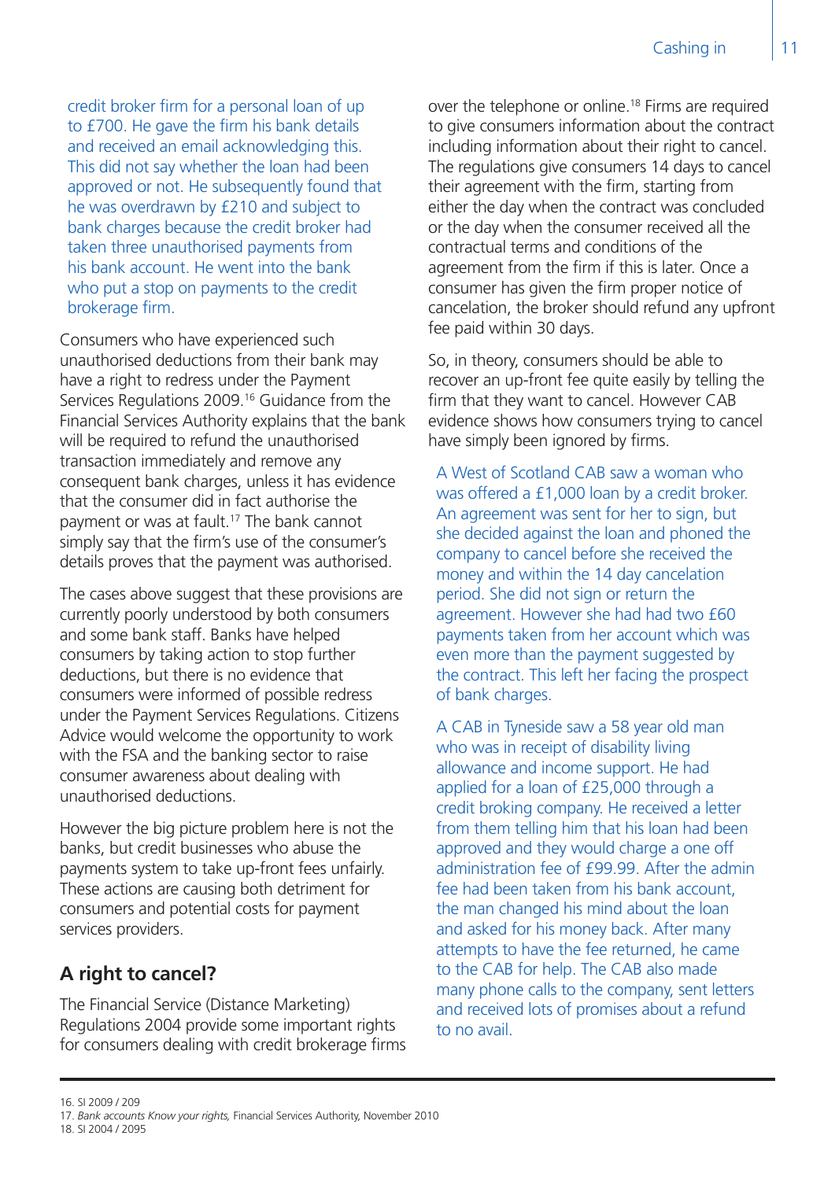credit broker firm for a personal loan of up to £700. He gave the firm his bank details and received an email acknowledging this. This did not say whether the loan had been approved or not. He subsequently found that he was overdrawn by £210 and subject to bank charges because the credit broker had taken three unauthorised payments from his bank account. He went into the bank who put a stop on payments to the credit brokerage firm.

Consumers who have experienced such unauthorised deductions from their bank may have a right to redress under the Payment Services Regulations 2009.[16] Guidance from the Financial Services Authority explains that the bank will be required to refund the unauthorised transaction immediately and remove any consequent bank charges, unless it has evidence that the consumer did in fact authorise the payment or was at fault.[17] The bank cannot simply say that the firm's use of the consumer's details proves that the payment was authorised.

The cases above suggest that these provisions are currently poorly understood by both consumers and some bank staff. Banks have helped consumers by taking action to stop further deductions, but there is no evidence that consumers were informed of possible redress under the Payment Services Regulations. Citizens Advice would welcome the opportunity to work with the FSA and the banking sector to raise consumer awareness about dealing with unauthorised deductions.

However the big picture problem here is not the banks, but credit businesses who abuse the payments system to take up-front fees unfairly. These actions are causing both detriment for consumers and potential costs for payment services providers.

## A right to cancel?

The Financial Service (Distance Marketing) Regulations 2004 provide some important rights for consumers dealing with credit brokerage firms over the telephone or online.[18] Firms are required to give consumers information about the contract including information about their right to cancel. The regulations give consumers 14 days to cancel their agreement with the firm, starting from either the day when the contract was concluded or the day when the consumer received all the contractual terms and conditions of the agreement from the firm if this is later. Once a consumer has given the firm proper notice of cancelation, the broker should refund any upfront fee paid within 30 days.

So, in theory, consumers should be able to recover an up-front fee quite easily by telling the firm that they want to cancel. However CAB evidence shows how consumers trying to cancel have simply been ignored by firms.

A West of Scotland CAB saw a woman who was offered a £1,000 loan by a credit broker. An agreement was sent for her to sign, but she decided against the loan and phoned the company to cancel before she received the money and within the 14 day cancelation period. She did not sign or return the agreement. However she had had two £60 payments taken from her account which was even more than the payment suggested by the contract. This left her facing the prospect of bank charges.

A CAB in Tyneside saw a 58 year old man who was in receipt of disability living allowance and income support. He had applied for a loan of £25,000 through a credit broking company. He received a letter from them telling him that his loan had been approved and they would charge a one off administration fee of £99.99. After the admin fee had been taken from his bank account, the man changed his mind about the loan and asked for his money back. After many attempts to have the fee returned, he came to the CAB for help. The CAB also made many phone calls to the company, sent letters and received lots of promises about a refund to no avail.

---

16. SI 2009 / 209
17. *Bank accounts Know your rights,* Financial Services Authority, November 2010
18. SI 2004 / 2095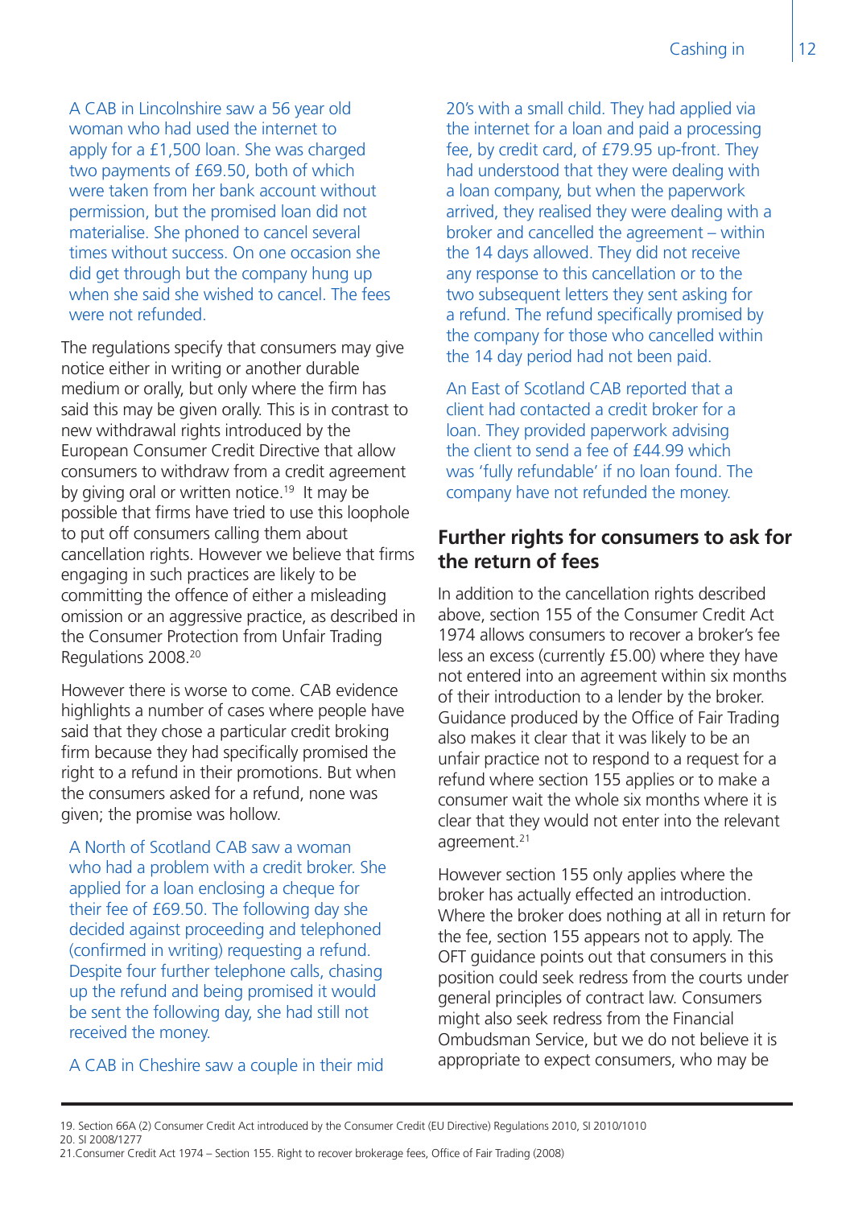A CAB in Lincolnshire saw a 56 year old woman who had used the internet to apply for a £1,500 loan. She was charged two payments of £69.50, both of which were taken from her bank account without permission, but the promised loan did not materialise. She phoned to cancel several times without success. On one occasion she did get through but the company hung up when she said she wished to cancel. The fees were not refunded.

The regulations specify that consumers may give notice either in writing or another durable medium or orally, but only where the firm has said this may be given orally. This is in contrast to new withdrawal rights introduced by the European Consumer Credit Directive that allow consumers to withdraw from a credit agreement by giving oral or written notice.[19] It may be possible that firms have tried to use this loophole to put off consumers calling them about cancellation rights. However we believe that firms engaging in such practices are likely to be committing the offence of either a misleading omission or an aggressive practice, as described in the Consumer Protection from Unfair Trading Regulations 2008.[20]

However there is worse to come. CAB evidence highlights a number of cases where people have said that they chose a particular credit broking firm because they had specifically promised the right to a refund in their promotions. But when the consumers asked for a refund, none was given; the promise was hollow.

A North of Scotland CAB saw a woman who had a problem with a credit broker. She applied for a loan enclosing a cheque for their fee of £69.50. The following day she decided against proceeding and telephoned (confirmed in writing) requesting a refund. Despite four further telephone calls, chasing up the refund and being promised it would be sent the following day, she had still not received the money.

A CAB in Cheshire saw a couple in their mid 20's with a small child. They had applied via the internet for a loan and paid a processing fee, by credit card, of £79.95 up-front. They had understood that they were dealing with a loan company, but when the paperwork arrived, they realised they were dealing with a broker and cancelled the agreement – within the 14 days allowed. They did not receive any response to this cancellation or to the two subsequent letters they sent asking for a refund. The refund specifically promised by the company for those who cancelled within the 14 day period had not been paid.

An East of Scotland CAB reported that a client had contacted a credit broker for a loan. They provided paperwork advising the client to send a fee of £44.99 which was 'fully refundable' if no loan found. The company have not refunded the money.

## Further rights for consumers to ask for the return of fees

In addition to the cancellation rights described above, section 155 of the Consumer Credit Act 1974 allows consumers to recover a broker's fee less an excess (currently £5.00) where they have not entered into an agreement within six months of their introduction to a lender by the broker. Guidance produced by the Office of Fair Trading also makes it clear that it was likely to be an unfair practice not to respond to a request for a refund where section 155 applies or to make a consumer wait the whole six months where it is clear that they would not enter into the relevant agreement.[21]

However section 155 only applies where the broker has actually effected an introduction. Where the broker does nothing at all in return for the fee, section 155 appears not to apply. The OFT guidance points out that consumers in this position could seek redress from the courts under general principles of contract law. Consumers might also seek redress from the Financial Ombudsman Service, but we do not believe it is appropriate to expect consumers, who may be

19. Section 66A (2) Consumer Credit Act introduced by the Consumer Credit (EU Directive) Regulations 2010, SI 2010/1010
20. SI 2008/1277
21. Consumer Credit Act 1974 – Section 155. Right to recover brokerage fees, Office of Fair Trading (2008)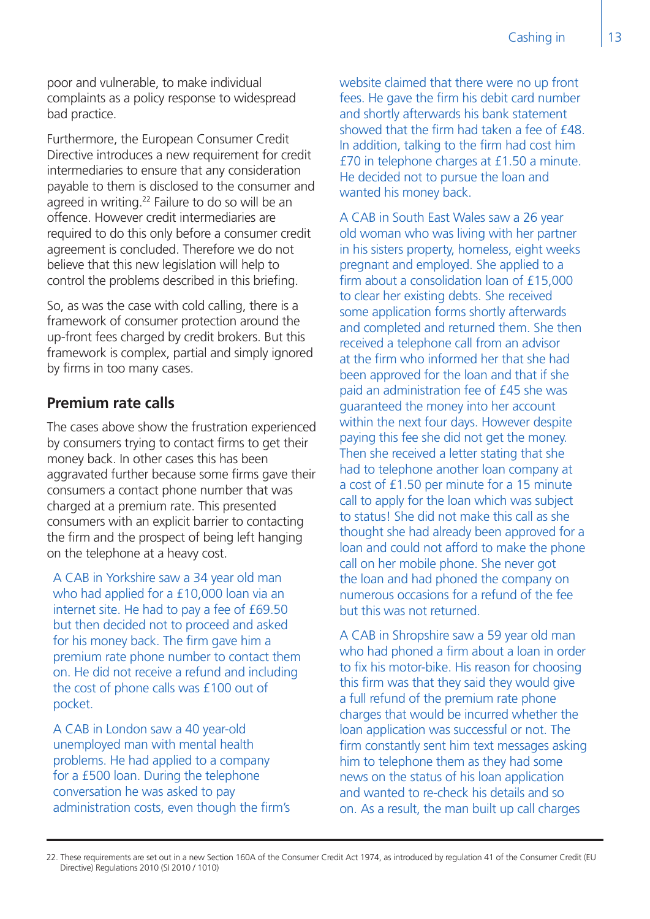poor and vulnerable, to make individual complaints as a policy response to widespread bad practice.

Furthermore, the European Consumer Credit Directive introduces a new requirement for credit intermediaries to ensure that any consideration payable to them is disclosed to the consumer and agreed in writing.[22] Failure to do so will be an offence. However credit intermediaries are required to do this only before a consumer credit agreement is concluded. Therefore we do not believe that this new legislation will help to control the problems described in this briefing.

So, as was the case with cold calling, there is a framework of consumer protection around the up-front fees charged by credit brokers. But this framework is complex, partial and simply ignored by firms in too many cases.

## Premium rate calls

The cases above show the frustration experienced by consumers trying to contact firms to get their money back. In other cases this has been aggravated further because some firms gave their consumers a contact phone number that was charged at a premium rate. This presented consumers with an explicit barrier to contacting the firm and the prospect of being left hanging on the telephone at a heavy cost.

A CAB in Yorkshire saw a 34 year old man who had applied for a £10,000 loan via an internet site. He had to pay a fee of £69.50 but then decided not to proceed and asked for his money back. The firm gave him a premium rate phone number to contact them on. He did not receive a refund and including the cost of phone calls was £100 out of pocket.

A CAB in London saw a 40 year-old unemployed man with mental health problems. He had applied to a company for a £500 loan. During the telephone conversation he was asked to pay administration costs, even though the firm's website claimed that there were no up front fees. He gave the firm his debit card number and shortly afterwards his bank statement showed that the firm had taken a fee of £48. In addition, talking to the firm had cost him £70 in telephone charges at £1.50 a minute. He decided not to pursue the loan and wanted his money back.

A CAB in South East Wales saw a 26 year old woman who was living with her partner in his sisters property, homeless, eight weeks pregnant and employed. She applied to a firm about a consolidation loan of £15,000 to clear her existing debts. She received some application forms shortly afterwards and completed and returned them. She then received a telephone call from an advisor at the firm who informed her that she had been approved for the loan and that if she paid an administration fee of £45 she was guaranteed the money into her account within the next four days. However despite paying this fee she did not get the money. Then she received a letter stating that she had to telephone another loan company at a cost of £1.50 per minute for a 15 minute call to apply for the loan which was subject to status! She did not make this call as she thought she had already been approved for a loan and could not afford to make the phone call on her mobile phone. She never got the loan and had phoned the company on numerous occasions for a refund of the fee but this was not returned.

A CAB in Shropshire saw a 59 year old man who had phoned a firm about a loan in order to fix his motor-bike. His reason for choosing this firm was that they said they would give a full refund of the premium rate phone charges that would be incurred whether the loan application was successful or not. The firm constantly sent him text messages asking him to telephone them as they had some news on the status of his loan application and wanted to re-check his details and so on. As a result, the man built up call charges

22. These requirements are set out in a new Section 160A of the Consumer Credit Act 1974, as introduced by regulation 41 of the Consumer Credit (EU Directive) Regulations 2010 (SI 2010 / 1010)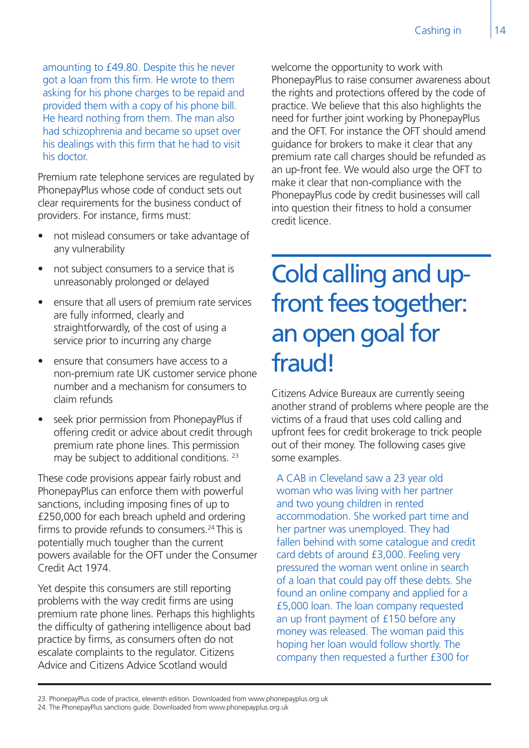amounting to £49.80. Despite this he never got a loan from this firm. He wrote to them asking for his phone charges to be repaid and provided them with a copy of his phone bill. He heard nothing from them. The man also had schizophrenia and became so upset over his dealings with this firm that he had to visit his doctor.

Premium rate telephone services are regulated by PhonepayPlus whose code of conduct sets out clear requirements for the business conduct of providers. For instance, firms must:

- not mislead consumers or take advantage of any vulnerability
- not subject consumers to a service that is unreasonably prolonged or delayed
- ensure that all users of premium rate services are fully informed, clearly and straightforwardly, of the cost of using a service prior to incurring any charge
- ensure that consumers have access to a non-premium rate UK customer service phone number and a mechanism for consumers to claim refunds
- seek prior permission from PhonepayPlus if offering credit or advice about credit through premium rate phone lines. This permission may be subject to additional conditions. [23]

These code provisions appear fairly robust and PhonepayPlus can enforce them with powerful sanctions, including imposing fines of up to £250,000 for each breach upheld and ordering firms to provide refunds to consumers.[24] This is potentially much tougher than the current powers available for the OFT under the Consumer Credit Act 1974.

Yet despite this consumers are still reporting problems with the way credit firms are using premium rate phone lines. Perhaps this highlights the difficulty of gathering intelligence about bad practice by firms, as consumers often do not escalate complaints to the regulator. Citizens Advice and Citizens Advice Scotland would welcome the opportunity to work with PhonepayPlus to raise consumer awareness about the rights and protections offered by the code of practice. We believe that this also highlights the need for further joint working by PhonepayPlus and the OFT. For instance the OFT should amend guidance for brokers to make it clear that any premium rate call charges should be refunded as an up-front fee. We would also urge the OFT to make it clear that non-compliance with the PhonepayPlus code by credit businesses will call into question their fitness to hold a consumer credit licence.

# Cold calling and up-front fees together: an open goal for fraud!

Citizens Advice Bureaux are currently seeing another strand of problems where people are the victims of a fraud that uses cold calling and upfront fees for credit brokerage to trick people out of their money. The following cases give some examples.

A CAB in Cleveland saw a 23 year old woman who was living with her partner and two young children in rented accommodation. She worked part time and her partner was unemployed. They had fallen behind with some catalogue and credit card debts of around £3,000. Feeling very pressured the woman went online in search of a loan that could pay off these debts. She found an online company and applied for a £5,000 loan. The loan company requested an up front payment of £150 before any money was released. The woman paid this hoping her loan would follow shortly. The company then requested a further £300 for

23. PhonepayPlus code of practice, eleventh edition. Downloaded from www.phonepayplus.org.uk
24. The PhonepayPlus sanctions guide. Downloaded from www.phonepayplus.org.uk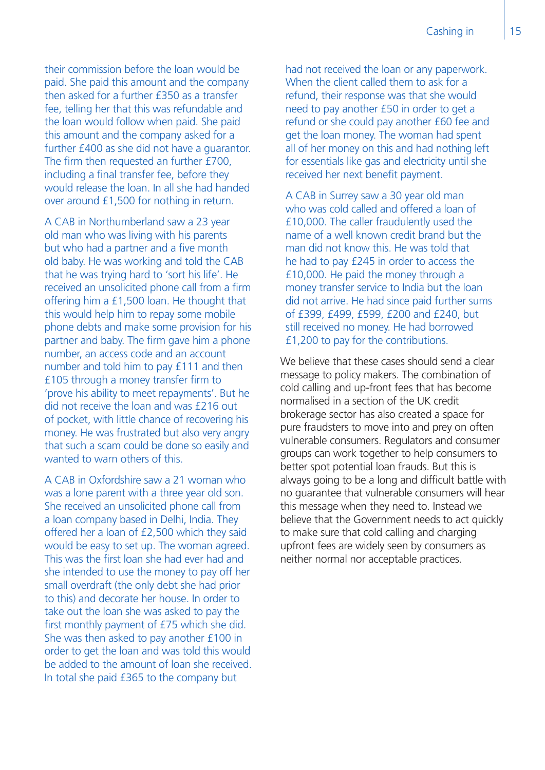their commission before the loan would be paid. She paid this amount and the company then asked for a further £350 as a transfer fee, telling her that this was refundable and the loan would follow when paid. She paid this amount and the company asked for a further £400 as she did not have a guarantor. The firm then requested an further £700, including a final transfer fee, before they would release the loan. In all she had handed over around £1,500 for nothing in return.

A CAB in Northumberland saw a 23 year old man who was living with his parents but who had a partner and a five month old baby. He was working and told the CAB that he was trying hard to 'sort his life'. He received an unsolicited phone call from a firm offering him a £1,500 loan. He thought that this would help him to repay some mobile phone debts and make some provision for his partner and baby. The firm gave him a phone number, an access code and an account number and told him to pay £111 and then £105 through a money transfer firm to 'prove his ability to meet repayments'. But he did not receive the loan and was £216 out of pocket, with little chance of recovering his money. He was frustrated but also very angry that such a scam could be done so easily and wanted to warn others of this.

A CAB in Oxfordshire saw a 21 woman who was a lone parent with a three year old son. She received an unsolicited phone call from a loan company based in Delhi, India. They offered her a loan of £2,500 which they said would be easy to set up. The woman agreed. This was the first loan she had ever had and she intended to use the money to pay off her small overdraft (the only debt she had prior to this) and decorate her house. In order to take out the loan she was asked to pay the first monthly payment of £75 which she did. She was then asked to pay another £100 in order to get the loan and was told this would be added to the amount of loan she received. In total she paid £365 to the company but had not received the loan or any paperwork. When the client called them to ask for a refund, their response was that she would need to pay another £50 in order to get a refund or she could pay another £60 fee and get the loan money. The woman had spent all of her money on this and had nothing left for essentials like gas and electricity until she received her next benefit payment.

A CAB in Surrey saw a 30 year old man who was cold called and offered a loan of £10,000. The caller fraudulently used the name of a well known credit brand but the man did not know this. He was told that he had to pay £245 in order to access the £10,000. He paid the money through a money transfer service to India but the loan did not arrive. He had since paid further sums of £399, £499, £599, £200 and £240, but still received no money. He had borrowed £1,200 to pay for the contributions.

We believe that these cases should send a clear message to policy makers. The combination of cold calling and up-front fees that has become normalised in a section of the UK credit brokerage sector has also created a space for pure fraudsters to move into and prey on often vulnerable consumers. Regulators and consumer groups can work together to help consumers to better spot potential loan frauds. But this is always going to be a long and difficult battle with no guarantee that vulnerable consumers will hear this message when they need to. Instead we believe that the Government needs to act quickly to make sure that cold calling and charging upfront fees are widely seen by consumers as neither normal nor acceptable practices.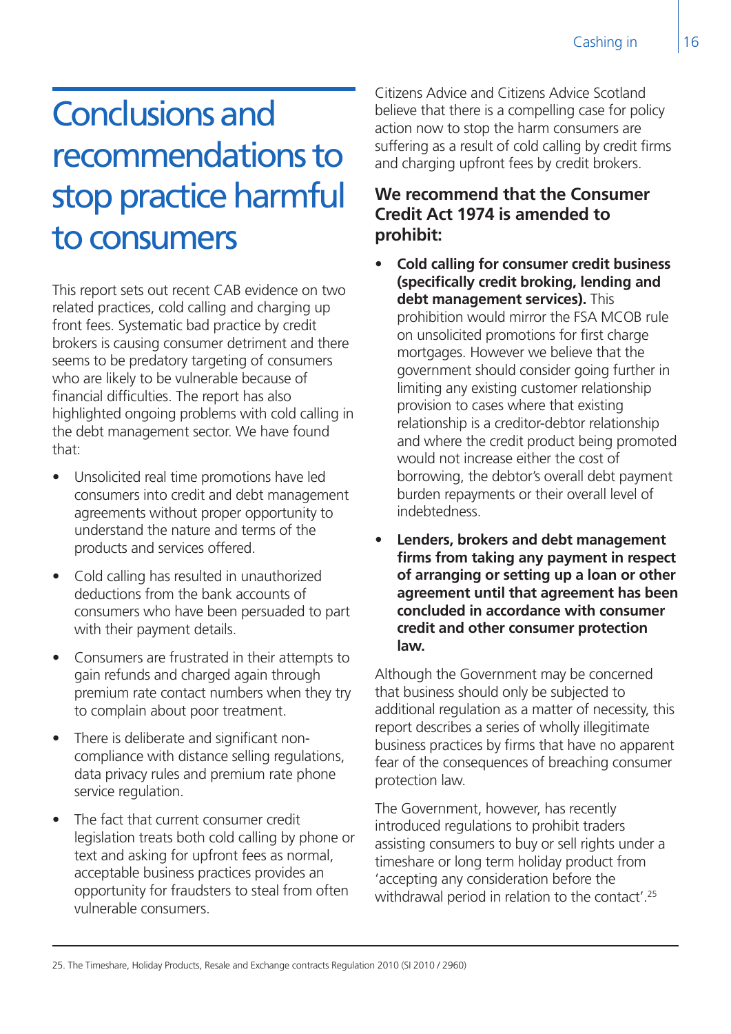# Conclusions and recommendations to stop practice harmful to consumers

This report sets out recent CAB evidence on two related practices, cold calling and charging up front fees. Systematic bad practice by credit brokers is causing consumer detriment and there seems to be predatory targeting of consumers who are likely to be vulnerable because of financial difficulties. The report has also highlighted ongoing problems with cold calling in the debt management sector. We have found that:

- Unsolicited real time promotions have led consumers into credit and debt management agreements without proper opportunity to understand the nature and terms of the products and services offered.
- Cold calling has resulted in unauthorized deductions from the bank accounts of consumers who have been persuaded to part with their payment details.
- Consumers are frustrated in their attempts to gain refunds and charged again through premium rate contact numbers when they try to complain about poor treatment.
- There is deliberate and significant non-compliance with distance selling regulations, data privacy rules and premium rate phone service regulation.
- The fact that current consumer credit legislation treats both cold calling by phone or text and asking for upfront fees as normal, acceptable business practices provides an opportunity for fraudsters to steal from often vulnerable consumers.

Citizens Advice and Citizens Advice Scotland believe that there is a compelling case for policy action now to stop the harm consumers are suffering as a result of cold calling by credit firms and charging upfront fees by credit brokers.

### We recommend that the Consumer Credit Act 1974 is amended to prohibit:

- **Cold calling for consumer credit business (specifically credit broking, lending and debt management services).** This prohibition would mirror the FSA MCOB rule on unsolicited promotions for first charge mortgages. However we believe that the government should consider going further in limiting any existing customer relationship provision to cases where that existing relationship is a creditor-debtor relationship and where the credit product being promoted would not increase either the cost of borrowing, the debtor's overall debt payment burden repayments or their overall level of indebtedness.
- **Lenders, brokers and debt management firms from taking any payment in respect of arranging or setting up a loan or other agreement until that agreement has been concluded in accordance with consumer credit and other consumer protection law.**

Although the Government may be concerned that business should only be subjected to additional regulation as a matter of necessity, this report describes a series of wholly illegitimate business practices by firms that have no apparent fear of the consequences of breaching consumer protection law.

The Government, however, has recently introduced regulations to prohibit traders assisting consumers to buy or sell rights under a timeshare or long term holiday product from 'accepting any consideration before the withdrawal period in relation to the contact'.[25]

25. The Timeshare, Holiday Products, Resale and Exchange contracts Regulation 2010 (SI 2010 / 2960)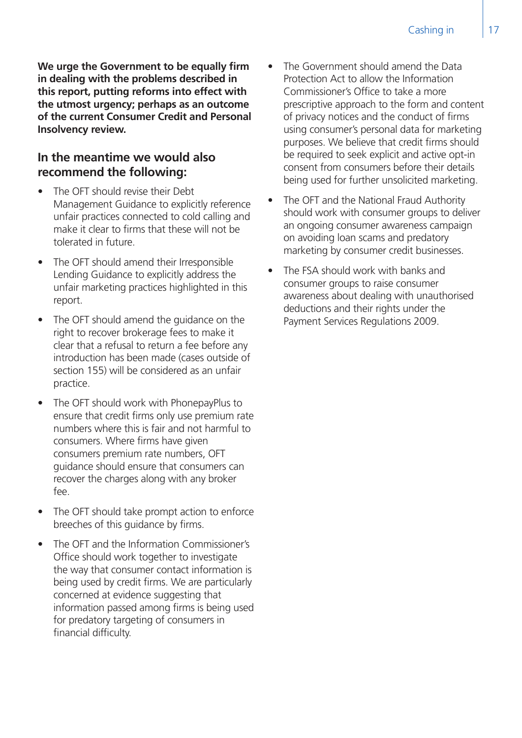**We urge the Government to be equally firm in dealing with the problems described in this report, putting reforms into effect with the utmost urgency; perhaps as an outcome of the current Consumer Credit and Personal Insolvency review.**

## In the meantime we would also recommend the following:

- The OFT should revise their Debt Management Guidance to explicitly reference unfair practices connected to cold calling and make it clear to firms that these will not be tolerated in future.
- The OFT should amend their Irresponsible Lending Guidance to explicitly address the unfair marketing practices highlighted in this report.
- The OFT should amend the guidance on the right to recover brokerage fees to make it clear that a refusal to return a fee before any introduction has been made (cases outside of section 155) will be considered as an unfair practice.
- The OFT should work with PhonepayPlus to ensure that credit firms only use premium rate numbers where this is fair and not harmful to consumers. Where firms have given consumers premium rate numbers, OFT guidance should ensure that consumers can recover the charges along with any broker fee.
- The OFT should take prompt action to enforce breeches of this guidance by firms.
- The OFT and the Information Commissioner's Office should work together to investigate the way that consumer contact information is being used by credit firms. We are particularly concerned at evidence suggesting that information passed among firms is being used for predatory targeting of consumers in financial difficulty.
- The Government should amend the Data Protection Act to allow the Information Commissioner's Office to take a more prescriptive approach to the form and content of privacy notices and the conduct of firms using consumer's personal data for marketing purposes. We believe that credit firms should be required to seek explicit and active opt-in consent from consumers before their details being used for further unsolicited marketing.
- The OFT and the National Fraud Authority should work with consumer groups to deliver an ongoing consumer awareness campaign on avoiding loan scams and predatory marketing by consumer credit businesses.
- The FSA should work with banks and consumer groups to raise consumer awareness about dealing with unauthorised deductions and their rights under the Payment Services Regulations 2009.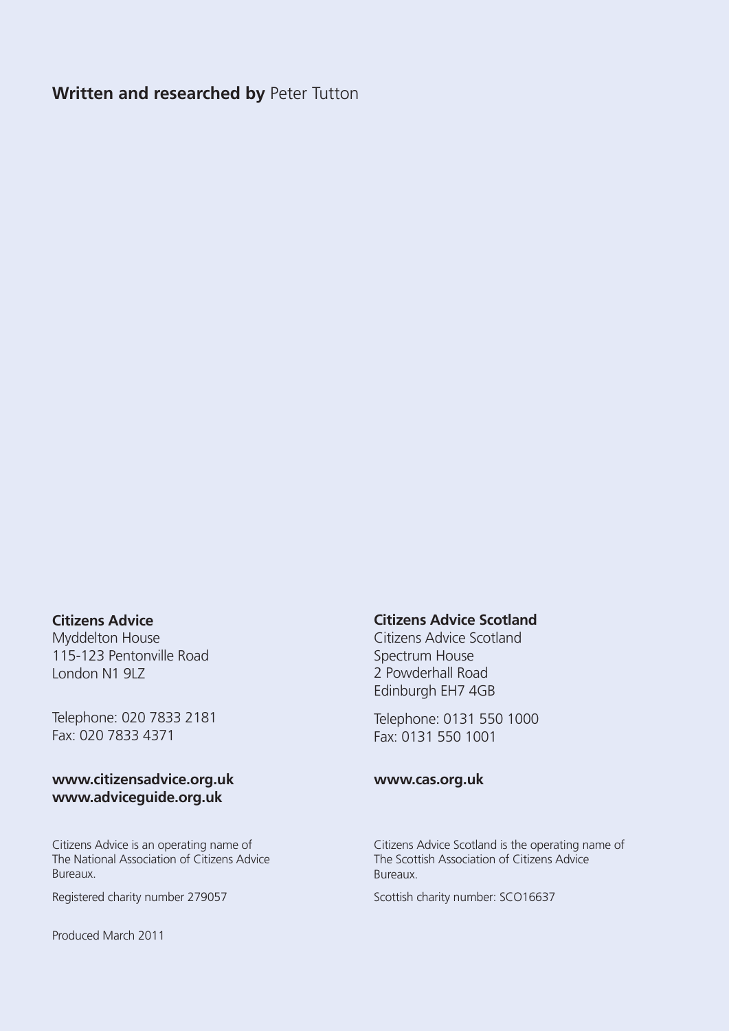**Written and researched by** Peter Tutton

**Citizens Advice**
Myddelton House
115-123 Pentonville Road
London N1 9LZ

Telephone: 020 7833 2181
Fax: 020 7833 4371

**www.citizensadvice.org.uk**
**www.adviceguide.org.uk**

Citizens Advice is an operating name of The National Association of Citizens Advice Bureaux.

Registered charity number 279057

**Citizens Advice Scotland**
Citizens Advice Scotland
Spectrum House
2 Powderhall Road
Edinburgh EH7 4GB

Telephone: 0131 550 1000
Fax: 0131 550 1001

**www.cas.org.uk**

Citizens Advice Scotland is the operating name of The Scottish Association of Citizens Advice Bureaux.

Scottish charity number: SCO16637

Produced March 2011